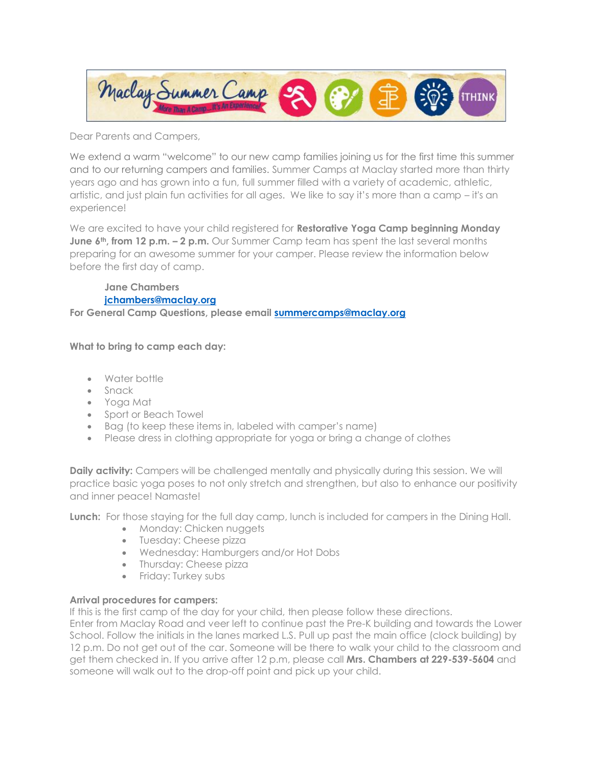Dear Parents and Campers,

We extend a warm "welcome" to our new camp families joining us for the first time this summer and to our returning campers and families. Summer Camps at Maclay started more than thirty years ago and has grown into a fun, full summer filled with a variety of academic, athletic, artistic, and just plain fun activities for all ages. We like to say it's more than a camp – it's an experience!

We are excited to have your child registered for **Restorative Yoga Camp beginning Monday June 6th, from 12 p.m. – 2 p.m.** Our Summer Camp team has spent the last several months preparing for an awesome summer for your camper. Please review the information below before the first day of camp.

**Jane Chambers**
**jchambers@maclay.org**
**For General Camp Questions, please email summercamps@maclay.org**

**What to bring to camp each day:**

- Water bottle
- Snack
- Yoga Mat
- Sport or Beach Towel
- Bag (to keep these items in, labeled with camper's name)
- Please dress in clothing appropriate for yoga or bring a change of clothes

**Daily activity:** Campers will be challenged mentally and physically during this session. We will practice basic yoga poses to not only stretch and strengthen, but also to enhance our positivity and inner peace! Namaste!

**Lunch:** For those staying for the full day camp, lunch is included for campers in the Dining Hall.

- Monday: Chicken nuggets
- Tuesday: Cheese pizza
- Wednesday: Hamburgers and/or Hot Dobs
- Thursday: Cheese pizza
- Friday: Turkey subs

**Arrival procedures for campers:**
If this is the first camp of the day for your child, then please follow these directions.
Enter from Maclay Road and veer left to continue past the Pre-K building and towards the Lower School. Follow the initials in the lanes marked L.S. Pull up past the main office (clock building) by 12 p.m. Do not get out of the car. Someone will be there to walk your child to the classroom and get them checked in. If you arrive after 12 p.m, please call **Mrs. Chambers at 229-539-5604** and someone will walk out to the drop-off point and pick up your child.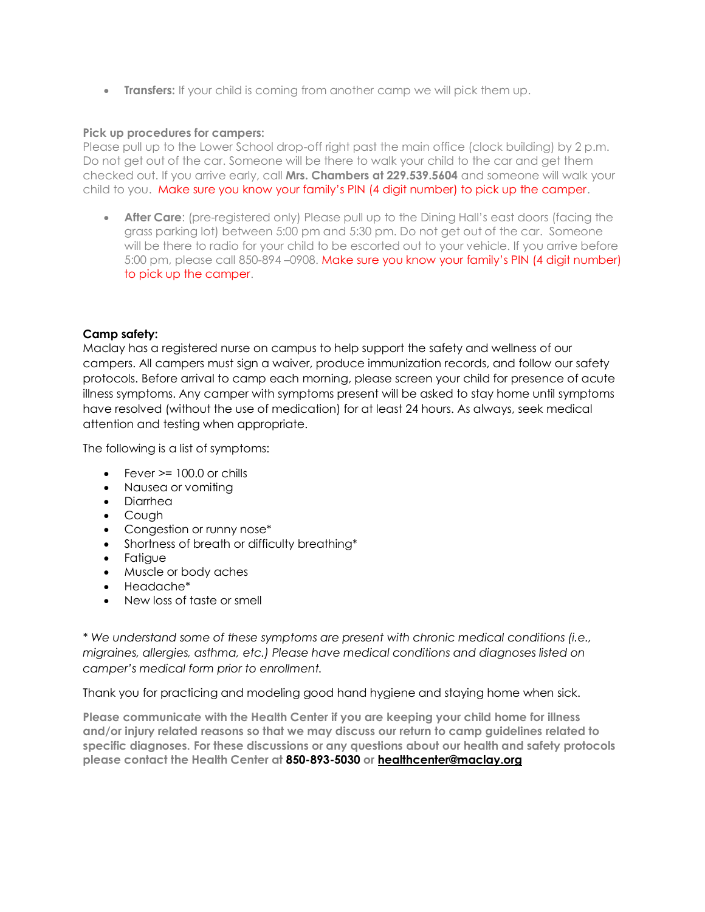- **Transfers:** If your child is coming from another camp we will pick them up.

**Pick up procedures for campers:**
Please pull up to the Lower School drop-off right past the main office (clock building) by 2 p.m. Do not get out of the car. Someone will be there to walk your child to the car and get them checked out. If you arrive early, call **Mrs. Chambers at 229.539.5604** and someone will walk your child to you. Make sure you know your family's PIN (4 digit number) to pick up the camper.

- **After Care**: (pre-registered only) Please pull up to the Dining Hall's east doors (facing the grass parking lot) between 5:00 pm and 5:30 pm. Do not get out of the car. Someone will be there to radio for your child to be escorted out to your vehicle. If you arrive before 5:00 pm, please call 850-894 –0908. Make sure you know your family's PIN (4 digit number) to pick up the camper.

**Camp safety:**
Maclay has a registered nurse on campus to help support the safety and wellness of our campers. All campers must sign a waiver, produce immunization records, and follow our safety protocols. Before arrival to camp each morning, please screen your child for presence of acute illness symptoms. Any camper with symptoms present will be asked to stay home until symptoms have resolved (without the use of medication) for at least 24 hours. As always, seek medical attention and testing when appropriate.

The following is a list of symptoms:

- Fever >= 100.0 or chills
- Nausea or vomiting
- Diarrhea
- Cough
- Congestion or runny nose*
- Shortness of breath or difficulty breathing*
- Fatigue
- Muscle or body aches
- Headache*
- New loss of taste or smell

*\* We understand some of these symptoms are present with chronic medical conditions (i.e., migraines, allergies, asthma, etc.) Please have medical conditions and diagnoses listed on camper's medical form prior to enrollment.*

Thank you for practicing and modeling good hand hygiene and staying home when sick.

**Please communicate with the Health Center if you are keeping your child home for illness and/or injury related reasons so that we may discuss our return to camp guidelines related to specific diagnoses. For these discussions or any questions about our health and safety protocols please contact the Health Center at 850-893-5030 or healthcenter@maclay.org**